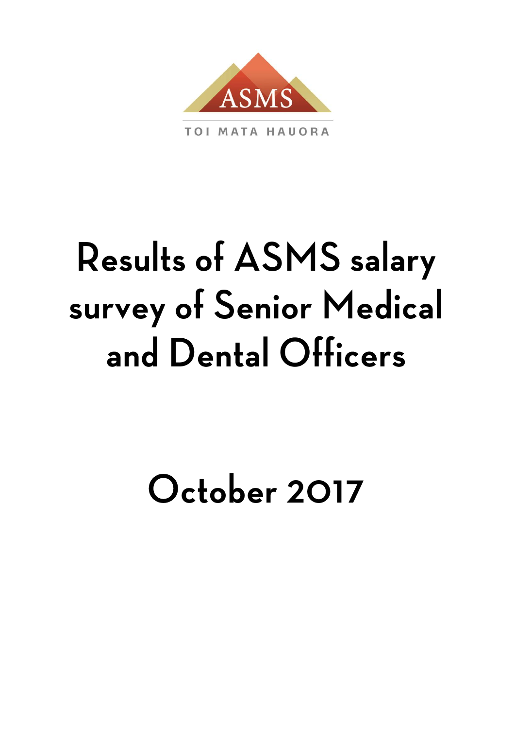ASMS

TOI MATA HAUORA

# Results of ASMS salary survey of Senior Medical and Dental Officers

## October 2017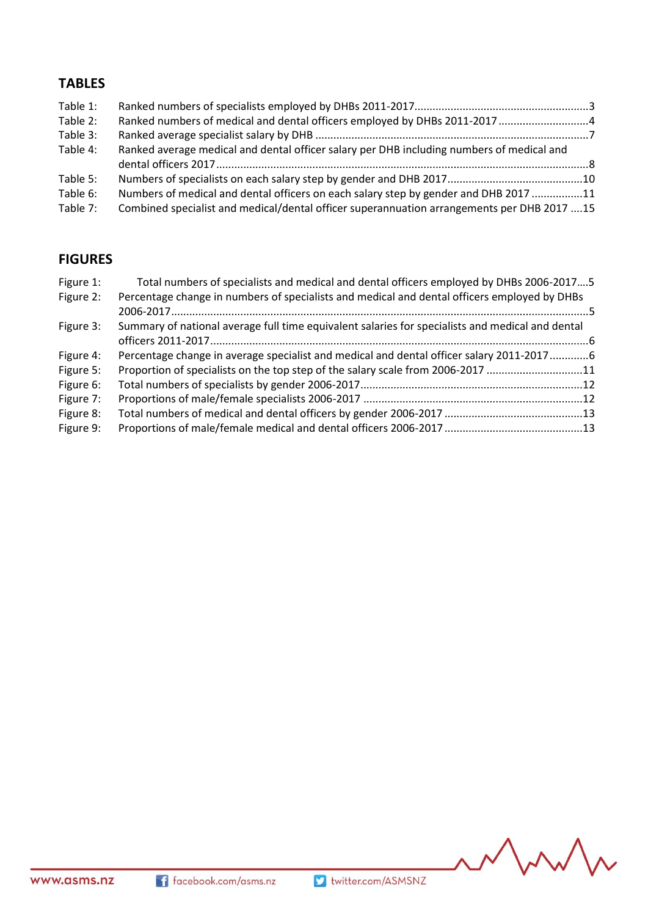## TABLES

Table 1: Ranked numbers of specialists employed by DHBs 2011-2017 .......... 3
Table 2: Ranked numbers of medical and dental officers employed by DHBs 2011-2017 .......... 4
Table 3: Ranked average specialist salary by DHB .......... 7
Table 4: Ranked average medical and dental officer salary per DHB including numbers of medical and dental officers 2017 .......... 8
Table 5: Numbers of specialists on each salary step by gender and DHB 2017 .......... 10
Table 6: Numbers of medical and dental officers on each salary step by gender and DHB 2017 .......... 11
Table 7: Combined specialist and medical/dental officer superannuation arrangements per DHB 2017 .......... 15

## FIGURES

Figure 1: Total numbers of specialists and medical and dental officers employed by DHBs 2006-2017 .......... 5
Figure 2: Percentage change in numbers of specialists and medical and dental officers employed by DHBs 2006-2017 .......... 5
Figure 3: Summary of national average full time equivalent salaries for specialists and medical and dental officers 2011-2017 .......... 6
Figure 4: Percentage change in average specialist and medical and dental officer salary 2011-2017 .......... 6
Figure 5: Proportion of specialists on the top step of the salary scale from 2006-2017 .......... 11
Figure 6: Total numbers of specialists by gender 2006-2017 .......... 12
Figure 7: Proportions of male/female specialists 2006-2017 .......... 12
Figure 8: Total numbers of medical and dental officers by gender 2006-2017 .......... 13
Figure 9: Proportions of male/female medical and dental officers 2006-2017 .......... 13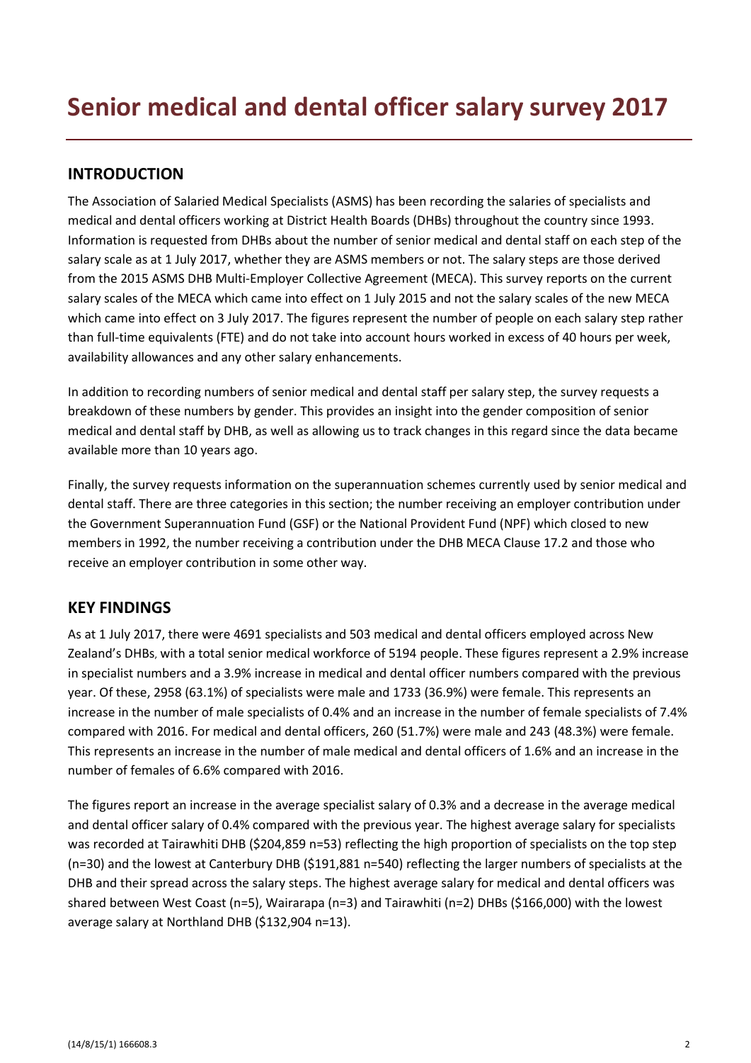# Senior medical and dental officer salary survey 2017

## INTRODUCTION

The Association of Salaried Medical Specialists (ASMS) has been recording the salaries of specialists and medical and dental officers working at District Health Boards (DHBs) throughout the country since 1993. Information is requested from DHBs about the number of senior medical and dental staff on each step of the salary scale as at 1 July 2017, whether they are ASMS members or not. The salary steps are those derived from the 2015 ASMS DHB Multi-Employer Collective Agreement (MECA). This survey reports on the current salary scales of the MECA which came into effect on 1 July 2015 and not the salary scales of the new MECA which came into effect on 3 July 2017. The figures represent the number of people on each salary step rather than full-time equivalents (FTE) and do not take into account hours worked in excess of 40 hours per week, availability allowances and any other salary enhancements.

In addition to recording numbers of senior medical and dental staff per salary step, the survey requests a breakdown of these numbers by gender. This provides an insight into the gender composition of senior medical and dental staff by DHB, as well as allowing us to track changes in this regard since the data became available more than 10 years ago.

Finally, the survey requests information on the superannuation schemes currently used by senior medical and dental staff. There are three categories in this section; the number receiving an employer contribution under the Government Superannuation Fund (GSF) or the National Provident Fund (NPF) which closed to new members in 1992, the number receiving a contribution under the DHB MECA Clause 17.2 and those who receive an employer contribution in some other way.

## KEY FINDINGS

As at 1 July 2017, there were 4691 specialists and 503 medical and dental officers employed across New Zealand's DHBs, with a total senior medical workforce of 5194 people. These figures represent a 2.9% increase in specialist numbers and a 3.9% increase in medical and dental officer numbers compared with the previous year. Of these, 2958 (63.1%) of specialists were male and 1733 (36.9%) were female. This represents an increase in the number of male specialists of 0.4% and an increase in the number of female specialists of 7.4% compared with 2016. For medical and dental officers, 260 (51.7%) were male and 243 (48.3%) were female. This represents an increase in the number of male medical and dental officers of 1.6% and an increase in the number of females of 6.6% compared with 2016.

The figures report an increase in the average specialist salary of 0.3% and a decrease in the average medical and dental officer salary of 0.4% compared with the previous year. The highest average salary for specialists was recorded at Tairawhiti DHB ($204,859 n=53) reflecting the high proportion of specialists on the top step (n=30) and the lowest at Canterbury DHB ($191,881 n=540) reflecting the larger numbers of specialists at the DHB and their spread across the salary steps. The highest average salary for medical and dental officers was shared between West Coast (n=5), Wairarapa (n=3) and Tairawhiti (n=2) DHBs ($166,000) with the lowest average salary at Northland DHB ($132,904 n=13).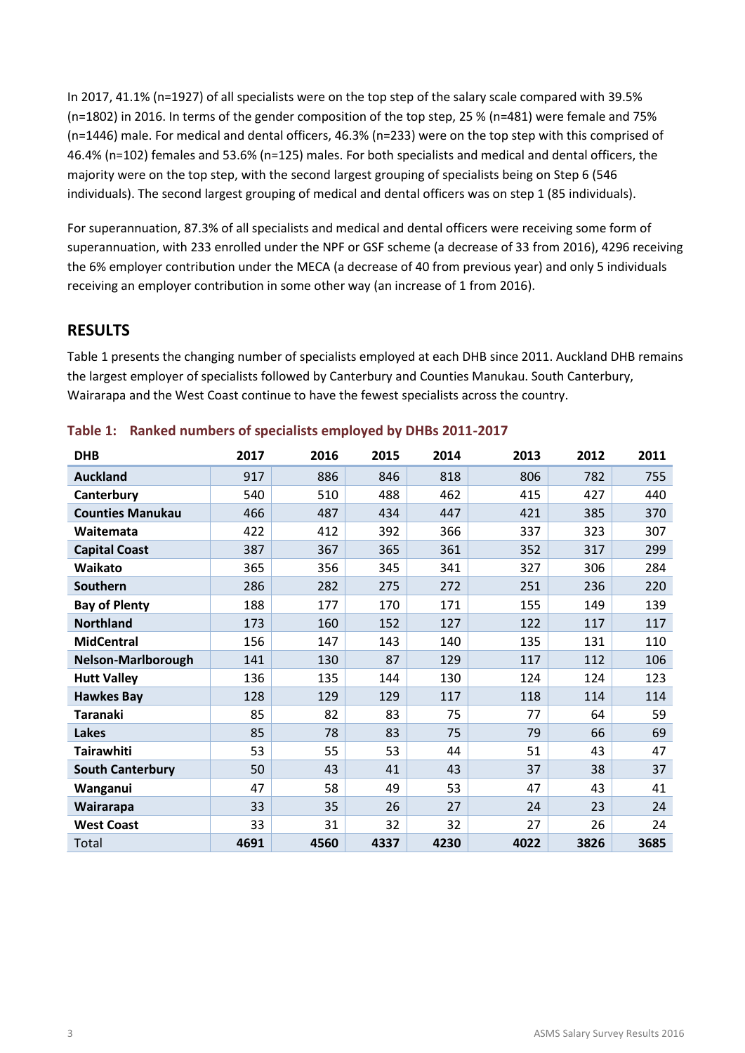In 2017, 41.1% (n=1927) of all specialists were on the top step of the salary scale compared with 39.5% (n=1802) in 2016. In terms of the gender composition of the top step, 25 % (n=481) were female and 75% (n=1446) male. For medical and dental officers, 46.3% (n=233) were on the top step with this comprised of 46.4% (n=102) females and 53.6% (n=125) males. For both specialists and medical and dental officers, the majority were on the top step, with the second largest grouping of specialists being on Step 6 (546 individuals). The second largest grouping of medical and dental officers was on step 1 (85 individuals).

For superannuation, 87.3% of all specialists and medical and dental officers were receiving some form of superannuation, with 233 enrolled under the NPF or GSF scheme (a decrease of 33 from 2016), 4296 receiving the 6% employer contribution under the MECA (a decrease of 40 from previous year) and only 5 individuals receiving an employer contribution in some other way (an increase of 1 from 2016).

## RESULTS

Table 1 presents the changing number of specialists employed at each DHB since 2011. Auckland DHB remains the largest employer of specialists followed by Canterbury and Counties Manukau. South Canterbury, Wairarapa and the West Coast continue to have the fewest specialists across the country.

**Table 1: Ranked numbers of specialists employed by DHBs 2011-2017**

| DHB | 2017 | 2016 | 2015 | 2014 | 2013 | 2012 | 2011 |
|---|---|---|---|---|---|---|---|
| **Auckland** | 917 | 886 | 846 | 818 | 806 | 782 | 755 |
| **Canterbury** | 540 | 510 | 488 | 462 | 415 | 427 | 440 |
| **Counties Manukau** | 466 | 487 | 434 | 447 | 421 | 385 | 370 |
| **Waitemata** | 422 | 412 | 392 | 366 | 337 | 323 | 307 |
| **Capital Coast** | 387 | 367 | 365 | 361 | 352 | 317 | 299 |
| **Waikato** | 365 | 356 | 345 | 341 | 327 | 306 | 284 |
| **Southern** | 286 | 282 | 275 | 272 | 251 | 236 | 220 |
| **Bay of Plenty** | 188 | 177 | 170 | 171 | 155 | 149 | 139 |
| **Northland** | 173 | 160 | 152 | 127 | 122 | 117 | 117 |
| **MidCentral** | 156 | 147 | 143 | 140 | 135 | 131 | 110 |
| **Nelson-Marlborough** | 141 | 130 | 87 | 129 | 117 | 112 | 106 |
| **Hutt Valley** | 136 | 135 | 144 | 130 | 124 | 124 | 123 |
| **Hawkes Bay** | 128 | 129 | 129 | 117 | 118 | 114 | 114 |
| **Taranaki** | 85 | 82 | 83 | 75 | 77 | 64 | 59 |
| **Lakes** | 85 | 78 | 83 | 75 | 79 | 66 | 69 |
| **Tairawhiti** | 53 | 55 | 53 | 44 | 51 | 43 | 47 |
| **South Canterbury** | 50 | 43 | 41 | 43 | 37 | 38 | 37 |
| **Wanganui** | 47 | 58 | 49 | 53 | 47 | 43 | 41 |
| **Wairarapa** | 33 | 35 | 26 | 27 | 24 | 23 | 24 |
| **West Coast** | 33 | 31 | 32 | 32 | 27 | 26 | 24 |
| Total | **4691** | **4560** | **4337** | **4230** | **4022** | **3826** | **3685** |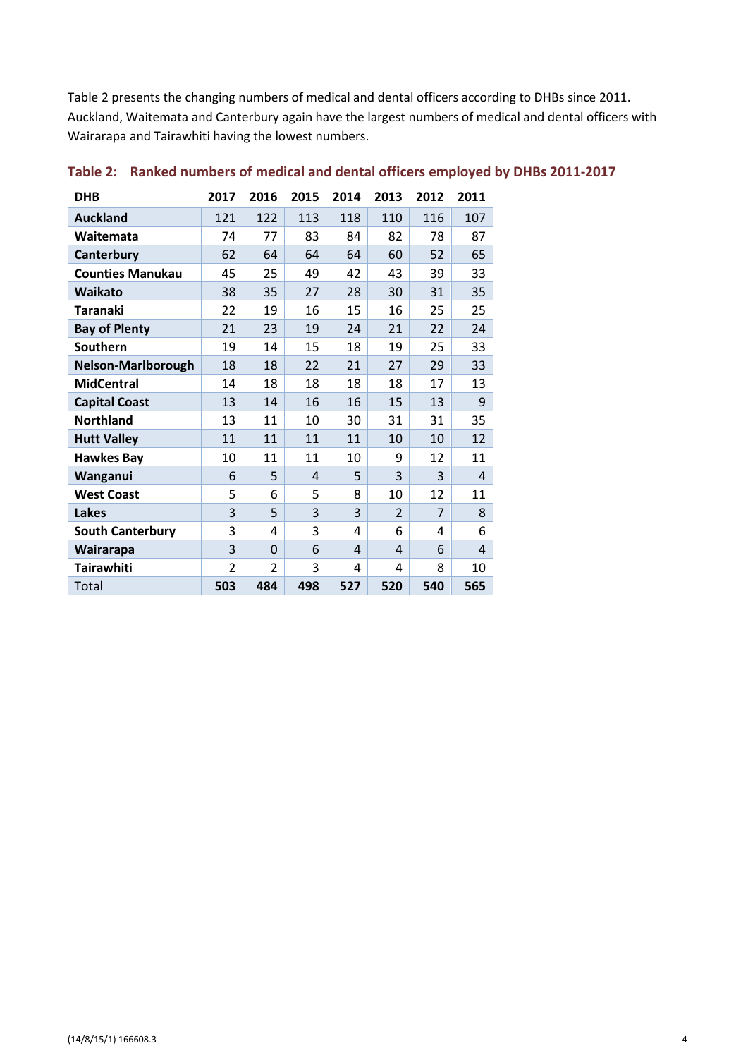Table 2 presents the changing numbers of medical and dental officers according to DHBs since 2011. Auckland, Waitemata and Canterbury again have the largest numbers of medical and dental officers with Wairarapa and Tairawhiti having the lowest numbers.

### Table 2: Ranked numbers of medical and dental officers employed by DHBs 2011-2017

| DHB | 2017 | 2016 | 2015 | 2014 | 2013 | 2012 | 2011 |
|---|---|---|---|---|---|---|---|
| **Auckland** | 121 | 122 | 113 | 118 | 110 | 116 | 107 |
| **Waitemata** | 74 | 77 | 83 | 84 | 82 | 78 | 87 |
| **Canterbury** | 62 | 64 | 64 | 64 | 60 | 52 | 65 |
| **Counties Manukau** | 45 | 25 | 49 | 42 | 43 | 39 | 33 |
| **Waikato** | 38 | 35 | 27 | 28 | 30 | 31 | 35 |
| **Taranaki** | 22 | 19 | 16 | 15 | 16 | 25 | 25 |
| **Bay of Plenty** | 21 | 23 | 19 | 24 | 21 | 22 | 24 |
| **Southern** | 19 | 14 | 15 | 18 | 19 | 25 | 33 |
| **Nelson-Marlborough** | 18 | 18 | 22 | 21 | 27 | 29 | 33 |
| **MidCentral** | 14 | 18 | 18 | 18 | 18 | 17 | 13 |
| **Capital Coast** | 13 | 14 | 16 | 16 | 15 | 13 | 9 |
| **Northland** | 13 | 11 | 10 | 30 | 31 | 31 | 35 |
| **Hutt Valley** | 11 | 11 | 11 | 11 | 10 | 10 | 12 |
| **Hawkes Bay** | 10 | 11 | 11 | 10 | 9 | 12 | 11 |
| **Wanganui** | 6 | 5 | 4 | 5 | 3 | 3 | 4 |
| **West Coast** | 5 | 6 | 5 | 8 | 10 | 12 | 11 |
| **Lakes** | 3 | 5 | 3 | 3 | 2 | 7 | 8 |
| **South Canterbury** | 3 | 4 | 3 | 4 | 6 | 4 | 6 |
| **Wairarapa** | 3 | 0 | 6 | 4 | 4 | 6 | 4 |
| **Tairawhiti** | 2 | 2 | 3 | 4 | 4 | 8 | 10 |
| Total | **503** | **484** | **498** | **527** | **520** | **540** | **565** |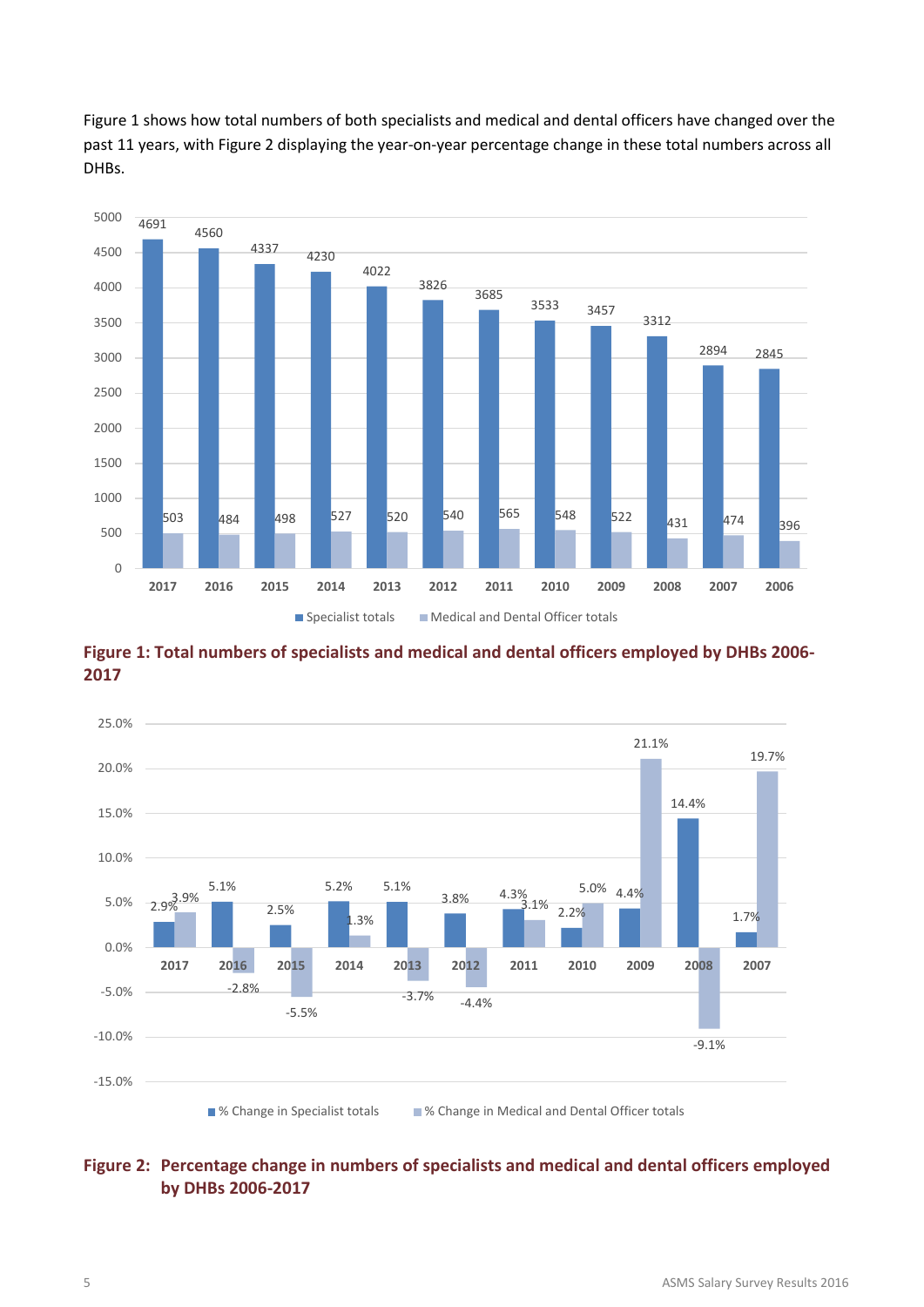Figure 1 shows how total numbers of both specialists and medical and dental officers have changed over the past 11 years, with Figure 2 displaying the year-on-year percentage change in these total numbers across all DHBs.

| Year | Specialist totals | Medical and Dental Officer totals |
|---|---|---|
| 2017 | 4691 | 503 |
| 2016 | 4560 | 484 |
| 2015 | 4337 | 498 |
| 2014 | 4230 | 527 |
| 2013 | 4022 | 520 |
| 2012 | 3826 | 540 |
| 2011 | 3685 | 565 |
| 2010 | 3533 | 548 |
| 2009 | 3457 | 522 |
| 2008 | 3312 | 431 |
| 2007 | 2894 | 474 |
| 2006 | 2845 | 396 |

**Figure 1: Total numbers of specialists and medical and dental officers employed by DHBs 2006-2017**

| Year | % Change in Specialist totals | % Change in Medical and Dental Officer totals |
|---|---|---|
| 2017 | 2.9% | 3.9% |
| 2016 | 5.1% | -2.8% |
| 2015 | 2.5% | -5.5% |
| 2014 | 5.2% | 1.3% |
| 2013 | 5.1% | -3.7% |
| 2012 | 3.8% | -4.4% |
| 2011 | 4.3% | 3.1% |
| 2010 | 2.2% | 5.0% |
| 2009 | 4.4% | 21.1% |
| 2008 | 14.4% | -9.1% |
| 2007 | 1.7% | 19.7% |

**Figure 2: Percentage change in numbers of specialists and medical and dental officers employed by DHBs 2006-2017**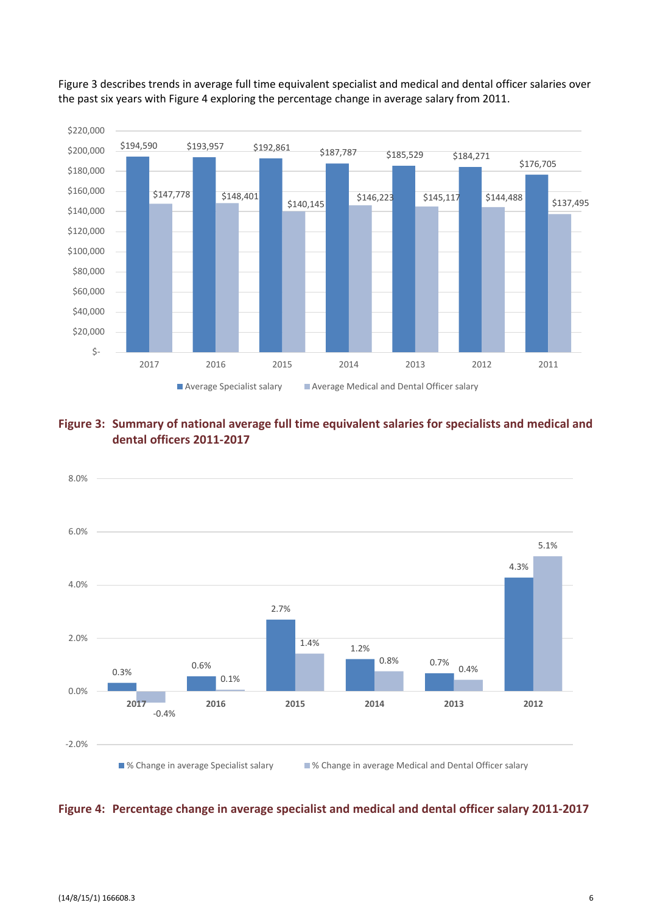Figure 3 describes trends in average full time equivalent specialist and medical and dental officer salaries over the past six years with Figure 4 exploring the percentage change in average salary from 2011.

| Year | Average Specialist salary | Average Medical and Dental Officer salary |
|---|---|---|
| 2017 | $194,590 | $147,778 |
| 2016 | $193,957 | $148,401 |
| 2015 | $192,861 | $140,145 |
| 2014 | $187,787 | $146,223 |
| 2013 | $185,529 | $145,117 |
| 2012 | $184,271 | $144,488 |
| 2011 | $176,705 | $137,495 |

**Figure 3: Summary of national average full time equivalent salaries for specialists and medical and dental officers 2011-2017**

| Year | % Change in average Specialist salary | % Change in average Medical and Dental Officer salary |
|---|---|---|
| 2017 | 0.3% | -0.4% |
| 2016 | 0.6% | 0.1% |
| 2015 | 2.7% | 1.4% |
| 2014 | 1.2% | 0.8% |
| 2013 | 0.7% | 0.4% |
| 2012 | 4.3% | 5.1% |

**Figure 4: Percentage change in average specialist and medical and dental officer salary 2011-2017**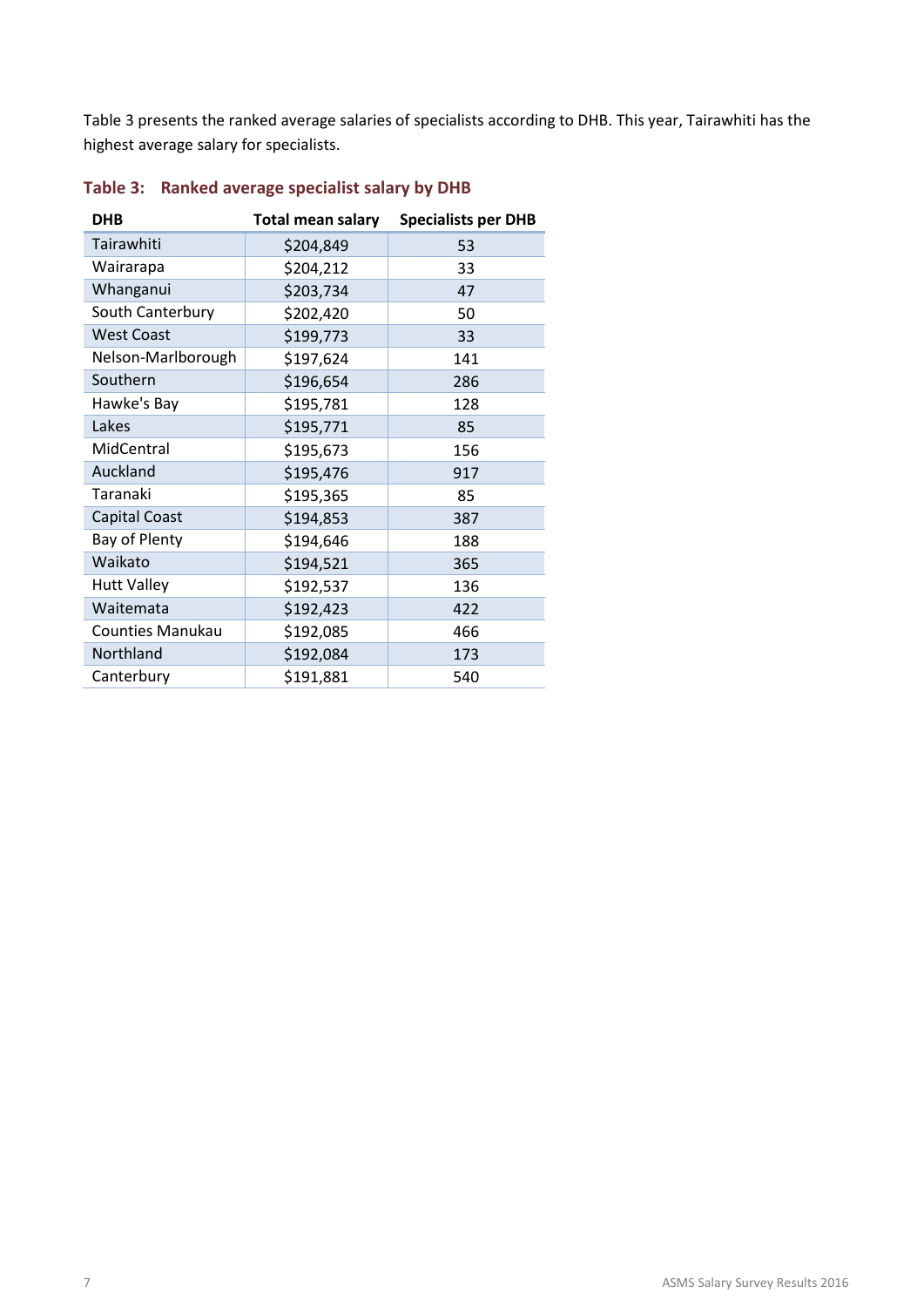Table 3 presents the ranked average salaries of specialists according to DHB. This year, Tairawhiti has the highest average salary for specialists.

### Table 3: Ranked average specialist salary by DHB

| DHB | Total mean salary | Specialists per DHB |
|---|---|---|
| Tairawhiti | $204,849 | 53 |
| Wairarapa | $204,212 | 33 |
| Whanganui | $203,734 | 47 |
| South Canterbury | $202,420 | 50 |
| West Coast | $199,773 | 33 |
| Nelson-Marlborough | $197,624 | 141 |
| Southern | $196,654 | 286 |
| Hawke's Bay | $195,781 | 128 |
| Lakes | $195,771 | 85 |
| MidCentral | $195,673 | 156 |
| Auckland | $195,476 | 917 |
| Taranaki | $195,365 | 85 |
| Capital Coast | $194,853 | 387 |
| Bay of Plenty | $194,646 | 188 |
| Waikato | $194,521 | 365 |
| Hutt Valley | $192,537 | 136 |
| Waitemata | $192,423 | 422 |
| Counties Manukau | $192,085 | 466 |
| Northland | $192,084 | 173 |
| Canterbury | $191,881 | 540 |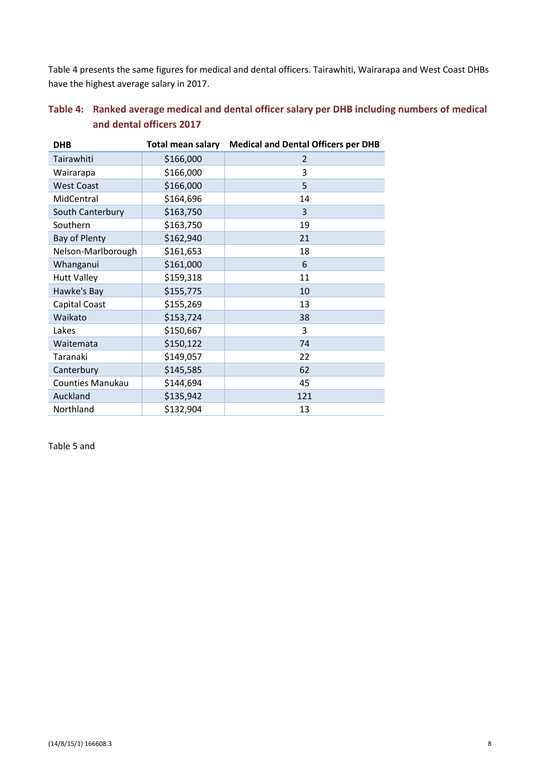Table 4 presents the same figures for medical and dental officers. Tairawhiti, Wairarapa and West Coast DHBs have the highest average salary in 2017.

**Table 4: Ranked average medical and dental officer salary per DHB including numbers of medical and dental officers 2017**

| DHB | Total mean salary | Medical and Dental Officers per DHB |
|---|---|---|
| Tairawhiti | $166,000 | 2 |
| Wairarapa | $166,000 | 3 |
| West Coast | $166,000 | 5 |
| MidCentral | $164,696 | 14 |
| South Canterbury | $163,750 | 3 |
| Southern | $163,750 | 19 |
| Bay of Plenty | $162,940 | 21 |
| Nelson-Marlborough | $161,653 | 18 |
| Whanganui | $161,000 | 6 |
| Hutt Valley | $159,318 | 11 |
| Hawke's Bay | $155,775 | 10 |
| Capital Coast | $155,269 | 13 |
| Waikato | $153,724 | 38 |
| Lakes | $150,667 | 3 |
| Waitemata | $150,122 | 74 |
| Taranaki | $149,057 | 22 |
| Canterbury | $145,585 | 62 |
| Counties Manukau | $144,694 | 45 |
| Auckland | $135,942 | 121 |
| Northland | $132,904 | 13 |

Table 5 and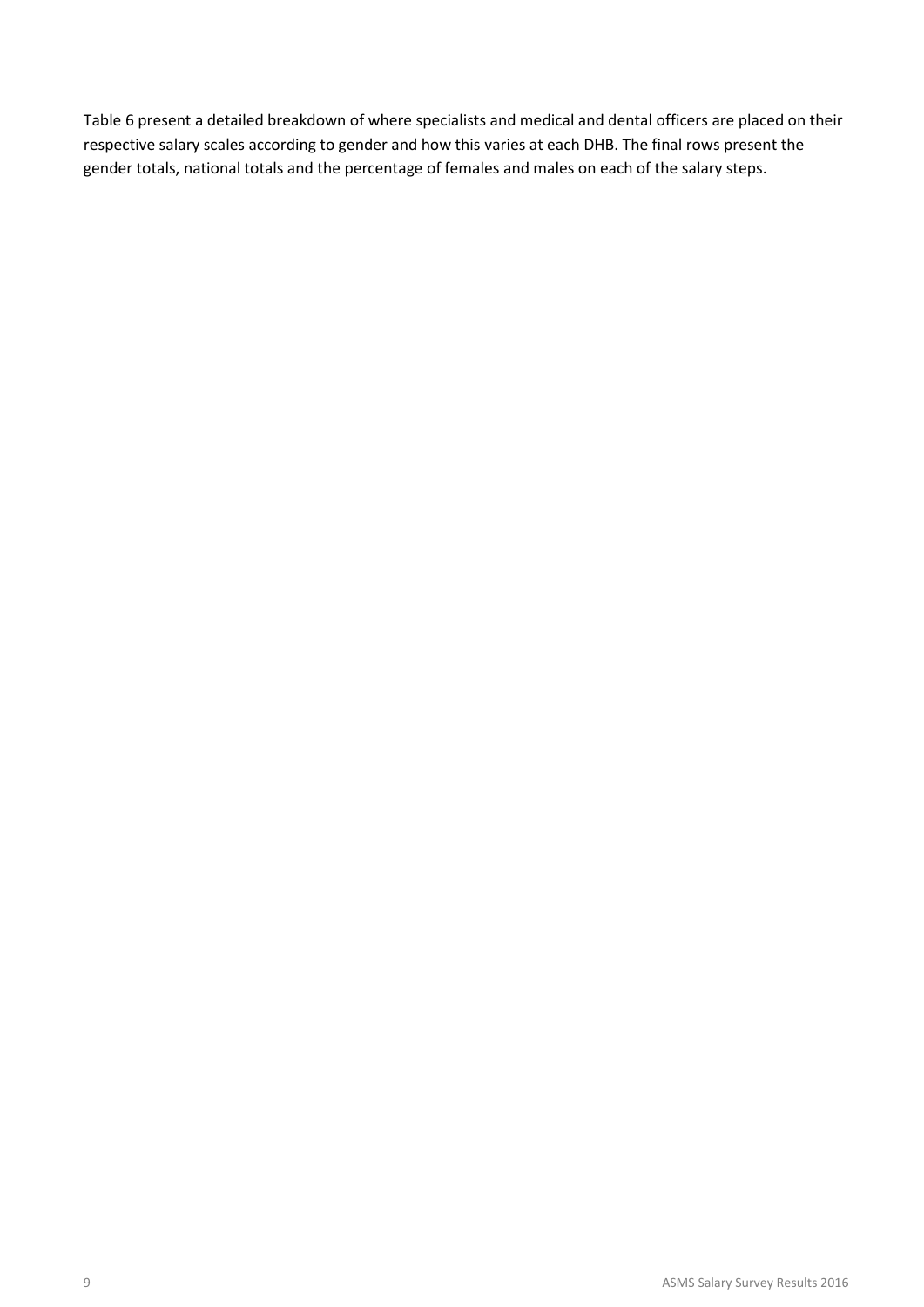Table 6 present a detailed breakdown of where specialists and medical and dental officers are placed on their respective salary scales according to gender and how this varies at each DHB. The final rows present the gender totals, national totals and the percentage of females and males on each of the salary steps.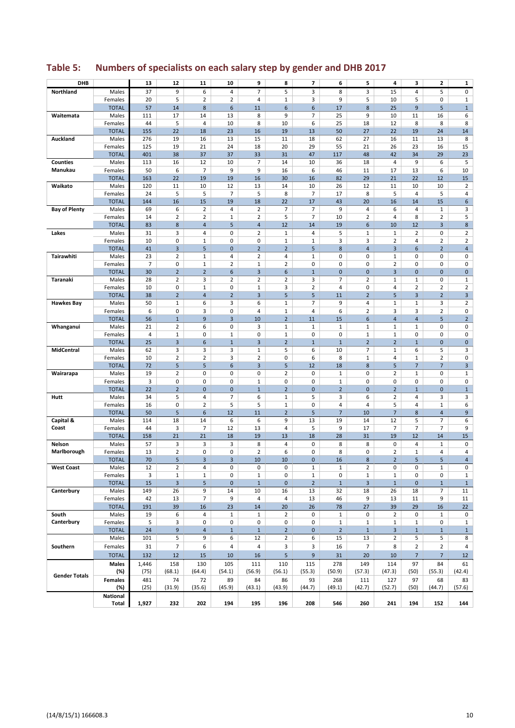## Table 5: Numbers of specialists on each salary step by gender and DHB 2017

| DHB | | 13 | 12 | 11 | 10 | 9 | 8 | 7 | 6 | 5 | 4 | 3 | 2 | 1 |
|---|---|---|---|---|---|---|---|---|---|---|---|---|---|---|
| **Northland** | Males | 37 | 9 | 6 | 4 | 7 | 5 | 3 | 8 | 3 | 15 | 4 | 5 | 0 |
| | Females | 20 | 5 | 2 | 2 | 4 | 1 | 3 | 9 | 5 | 10 | 5 | 0 | 1 |
| | TOTAL | 57 | 14 | 8 | 6 | 11 | 6 | 6 | 17 | 8 | 25 | 9 | 5 | 1 |
| **Waitemata** | Males | 111 | 17 | 14 | 13 | 8 | 9 | 7 | 25 | 9 | 10 | 11 | 16 | 6 |
| | Females | 44 | 5 | 4 | 10 | 8 | 10 | 6 | 25 | 18 | 12 | 8 | 8 | 8 |
| | TOTAL | 155 | 22 | 18 | 23 | 16 | 19 | 13 | 50 | 27 | 22 | 19 | 24 | 14 |
| **Auckland** | Males | 276 | 19 | 16 | 13 | 15 | 11 | 18 | 62 | 27 | 16 | 11 | 13 | 8 |
| | Females | 125 | 19 | 21 | 24 | 18 | 20 | 29 | 55 | 21 | 26 | 23 | 16 | 15 |
| | TOTAL | 401 | 38 | 37 | 37 | 33 | 31 | 47 | 117 | 48 | 42 | 34 | 29 | 23 |
| **Counties Manukau** | Males | 113 | 16 | 12 | 10 | 7 | 14 | 10 | 36 | 18 | 4 | 9 | 6 | 5 |
| | Females | 50 | 6 | 7 | 9 | 9 | 16 | 6 | 46 | 11 | 17 | 13 | 6 | 10 |
| | TOTAL | 163 | 22 | 19 | 19 | 16 | 30 | 16 | 82 | 29 | 21 | 22 | 12 | 15 |
| **Waikato** | Males | 120 | 11 | 10 | 12 | 13 | 14 | 10 | 26 | 12 | 11 | 10 | 10 | 2 |
| | Females | 24 | 5 | 5 | 7 | 5 | 8 | 7 | 17 | 8 | 5 | 4 | 5 | 4 |
| | TOTAL | 144 | 16 | 15 | 19 | 18 | 22 | 17 | 43 | 20 | 16 | 14 | 15 | 6 |
| **Bay of Plenty** | Males | 69 | 6 | 2 | 4 | 2 | 7 | 7 | 9 | 4 | 6 | 4 | 1 | 3 |
| | Females | 14 | 2 | 2 | 1 | 2 | 5 | 7 | 10 | 2 | 4 | 8 | 2 | 5 |
| | TOTAL | 83 | 8 | 4 | 5 | 4 | 12 | 14 | 19 | 6 | 10 | 12 | 3 | 8 |
| **Lakes** | Males | 31 | 3 | 4 | 0 | 2 | 1 | 4 | 5 | 1 | 1 | 2 | 0 | 2 |
| | Females | 10 | 0 | 1 | 0 | 0 | 1 | 1 | 3 | 3 | 2 | 4 | 2 | 2 |
| | TOTAL | 41 | 3 | 5 | 0 | 2 | 2 | 5 | 8 | 4 | 3 | 6 | 2 | 4 |
| **Tairawhiti** | Males | 23 | 2 | 1 | 4 | 2 | 4 | 1 | 0 | 0 | 1 | 0 | 0 | 0 |
| | Females | 7 | 0 | 1 | 2 | 1 | 2 | 0 | 0 | 0 | 2 | 0 | 0 | 0 |
| | TOTAL | 30 | 2 | 2 | 6 | 3 | 6 | 1 | 0 | 0 | 3 | 0 | 0 | 0 |
| **Taranaki** | Males | 28 | 2 | 3 | 2 | 2 | 2 | 3 | 7 | 2 | 1 | 1 | 0 | 1 |
| | Females | 10 | 0 | 1 | 0 | 1 | 3 | 2 | 4 | 0 | 4 | 2 | 2 | 2 |
| | TOTAL | 38 | 2 | 4 | 2 | 3 | 5 | 5 | 11 | 2 | 5 | 3 | 2 | 3 |
| **Hawkes Bay** | Males | 50 | 1 | 6 | 3 | 6 | 1 | 7 | 9 | 4 | 1 | 1 | 3 | 2 |
| | Females | 6 | 0 | 3 | 0 | 4 | 1 | 4 | 6 | 2 | 3 | 3 | 2 | 0 |
| | TOTAL | 56 | 1 | 9 | 3 | 10 | 2 | 11 | 15 | 6 | 4 | 4 | 5 | 2 |
| **Whanganui** | Males | 21 | 2 | 6 | 0 | 3 | 1 | 1 | 1 | 1 | 1 | 1 | 0 | 0 |
| | Females | 4 | 1 | 0 | 1 | 0 | 1 | 0 | 0 | 1 | 1 | 0 | 0 | 0 |
| | TOTAL | 25 | 3 | 6 | 1 | 3 | 2 | 1 | 1 | 2 | 2 | 1 | 0 | 0 |
| **MidCentral** | Males | 62 | 3 | 3 | 3 | 1 | 5 | 6 | 10 | 7 | 1 | 6 | 5 | 3 |
| | Females | 10 | 2 | 2 | 3 | 2 | 0 | 6 | 8 | 1 | 4 | 1 | 2 | 0 |
| | TOTAL | 72 | 5 | 5 | 6 | 3 | 5 | 12 | 18 | 8 | 5 | 7 | 7 | 3 |
| **Wairarapa** | Males | 19 | 2 | 0 | 0 | 0 | 2 | 0 | 1 | 0 | 2 | 1 | 0 | 1 |
| | Females | 3 | 0 | 0 | 0 | 1 | 0 | 0 | 1 | 0 | 0 | 0 | 0 | 0 |
| | TOTAL | 22 | 2 | 0 | 0 | 1 | 2 | 0 | 2 | 0 | 2 | 1 | 0 | 1 |
| **Hutt** | Males | 34 | 5 | 4 | 7 | 6 | 1 | 5 | 3 | 6 | 2 | 4 | 3 | 3 |
| | Females | 16 | 0 | 2 | 5 | 5 | 1 | 0 | 4 | 4 | 5 | 4 | 1 | 6 |
| | TOTAL | 50 | 5 | 6 | 12 | 11 | 2 | 5 | 7 | 10 | 7 | 8 | 4 | 9 |
| **Capital & Coast** | Males | 114 | 18 | 14 | 6 | 6 | 9 | 13 | 19 | 14 | 12 | 5 | 7 | 6 |
| | Females | 44 | 3 | 7 | 12 | 13 | 4 | 5 | 9 | 17 | 7 | 7 | 7 | 9 |
| | TOTAL | 158 | 21 | 21 | 18 | 19 | 13 | 18 | 28 | 31 | 19 | 12 | 14 | 15 |
| **Nelson Marlborough** | Males | 57 | 3 | 3 | 3 | 8 | 4 | 0 | 8 | 8 | 0 | 4 | 1 | 0 |
| | Females | 13 | 2 | 0 | 0 | 2 | 6 | 0 | 8 | 0 | 2 | 1 | 4 | 4 |
| | TOTAL | 70 | 5 | 3 | 3 | 10 | 10 | 0 | 16 | 8 | 2 | 5 | 5 | 4 |
| **West Coast** | Males | 12 | 2 | 4 | 0 | 0 | 0 | 1 | 1 | 2 | 0 | 0 | 1 | 0 |
| | Females | 3 | 1 | 1 | 0 | 1 | 0 | 1 | 0 | 1 | 1 | 0 | 0 | 1 |
| | TOTAL | 15 | 3 | 5 | 0 | 1 | 0 | 2 | 1 | 3 | 1 | 0 | 1 | 1 |
| **Canterbury** | Males | 149 | 26 | 9 | 14 | 10 | 16 | 13 | 32 | 18 | 26 | 18 | 7 | 11 |
| | Females | 42 | 13 | 7 | 9 | 4 | 4 | 13 | 46 | 9 | 13 | 11 | 9 | 11 |
| | TOTAL | 191 | 39 | 16 | 23 | 14 | 20 | 26 | 78 | 27 | 39 | 29 | 16 | 22 |
| **South Canterbury** | Males | 19 | 6 | 4 | 1 | 1 | 2 | 0 | 1 | 0 | 2 | 0 | 1 | 0 |
| | Females | 5 | 3 | 0 | 0 | 0 | 0 | 0 | 1 | 1 | 1 | 1 | 0 | 1 |
| | TOTAL | 24 | 9 | 4 | 1 | 1 | 2 | 0 | 2 | 1 | 3 | 1 | 1 | 1 |
| **Southern** | Males | 101 | 5 | 9 | 6 | 12 | 2 | 6 | 15 | 13 | 2 | 5 | 5 | 8 |
| | Females | 31 | 7 | 6 | 4 | 4 | 3 | 3 | 16 | 7 | 8 | 2 | 2 | 4 |
| | TOTAL | 132 | 12 | 15 | 10 | 16 | 5 | 9 | 31 | 20 | 10 | 7 | 7 | 12 |
| **Gender Totals** | **Males** | 1,446 | 158 | 130 | 105 | 111 | 110 | 115 | 278 | 149 | 114 | 97 | 84 | 61 |
| | **(%)** | (75) | (68.1) | (64.4) | (54.1) | (56.9) | (56.1) | (55.3) | (50.9) | (57.3) | (47.3) | (50) | (55.3) | (42.4) |
| | **Females** | 481 | 74 | 72 | 89 | 84 | 86 | 93 | 268 | 111 | 127 | 97 | 68 | 83 |
| | **(%)** | (25) | (31.9) | (35.6) | (45.9) | (43.1) | (43.9) | (44.7) | (49.1) | (42.7) | (52.7) | (50) | (44.7) | (57.6) |
| | **National Total** | **1,927** | **232** | **202** | **194** | **195** | **196** | **208** | **546** | **260** | **241** | **194** | **152** | **144** |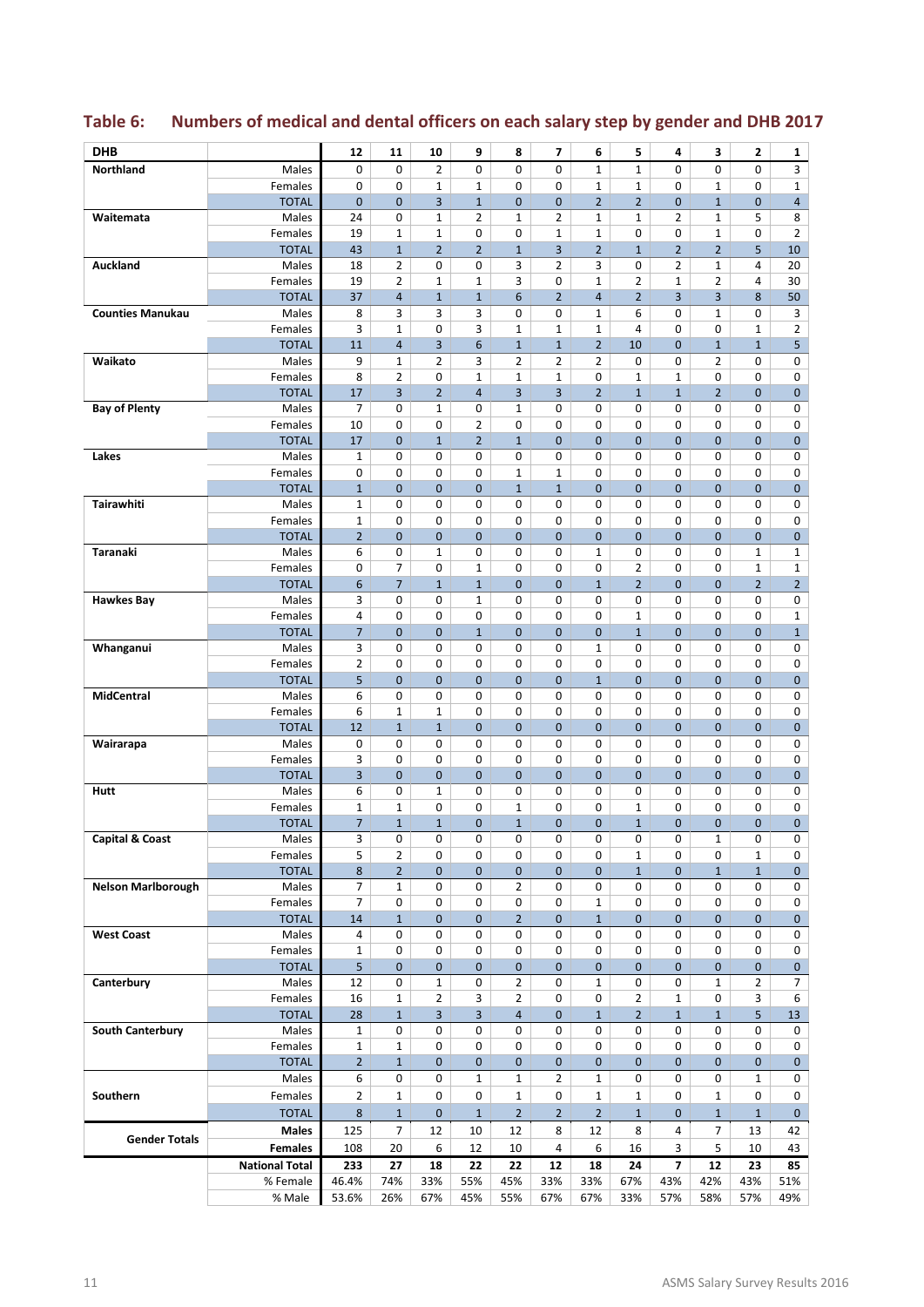## Table 6: Numbers of medical and dental officers on each salary step by gender and DHB 2017

| DHB | | 12 | 11 | 10 | 9 | 8 | 7 | 6 | 5 | 4 | 3 | 2 | 1 |
|---|---|---|---|---|---|---|---|---|---|---|---|---|---|
| **Northland** | Males | 0 | 0 | 2 | 0 | 0 | 0 | 1 | 1 | 0 | 0 | 0 | 3 |
| | Females | 0 | 0 | 1 | 1 | 0 | 0 | 1 | 1 | 0 | 1 | 0 | 1 |
| | TOTAL | 0 | 0 | 3 | 1 | 0 | 0 | 2 | 2 | 0 | 1 | 0 | 4 |
| **Waitemata** | Males | 24 | 0 | 1 | 2 | 1 | 2 | 1 | 1 | 2 | 1 | 5 | 8 |
| | Females | 19 | 1 | 1 | 0 | 0 | 1 | 1 | 0 | 0 | 1 | 0 | 2 |
| | TOTAL | 43 | 1 | 2 | 2 | 1 | 3 | 2 | 1 | 2 | 2 | 5 | 10 |
| **Auckland** | Males | 18 | 2 | 0 | 0 | 3 | 2 | 3 | 0 | 2 | 1 | 4 | 20 |
| | Females | 19 | 2 | 1 | 1 | 3 | 0 | 1 | 2 | 1 | 2 | 4 | 30 |
| | TOTAL | 37 | 4 | 1 | 1 | 6 | 2 | 4 | 2 | 3 | 3 | 8 | 50 |
| **Counties Manukau** | Males | 8 | 3 | 3 | 3 | 0 | 0 | 1 | 6 | 0 | 1 | 0 | 3 |
| | Females | 3 | 1 | 0 | 3 | 1 | 1 | 1 | 4 | 0 | 0 | 1 | 2 |
| | TOTAL | 11 | 4 | 3 | 6 | 1 | 1 | 2 | 10 | 0 | 1 | 1 | 5 |
| **Waikato** | Males | 9 | 1 | 2 | 3 | 2 | 2 | 2 | 0 | 0 | 2 | 0 | 0 |
| | Females | 8 | 2 | 0 | 1 | 1 | 1 | 0 | 1 | 1 | 0 | 0 | 0 |
| | TOTAL | 17 | 3 | 2 | 4 | 3 | 3 | 2 | 1 | 1 | 2 | 0 | 0 |
| **Bay of Plenty** | Males | 7 | 0 | 1 | 0 | 1 | 0 | 0 | 0 | 0 | 0 | 0 | 0 |
| | Females | 10 | 0 | 0 | 2 | 0 | 0 | 0 | 0 | 0 | 0 | 0 | 0 |
| | TOTAL | 17 | 0 | 1 | 2 | 1 | 0 | 0 | 0 | 0 | 0 | 0 | 0 |
| **Lakes** | Males | 1 | 0 | 0 | 0 | 0 | 0 | 0 | 0 | 0 | 0 | 0 | 0 |
| | Females | 0 | 0 | 0 | 0 | 1 | 1 | 0 | 0 | 0 | 0 | 0 | 0 |
| | TOTAL | 1 | 0 | 0 | 0 | 1 | 1 | 0 | 0 | 0 | 0 | 0 | 0 |
| **Tairawhiti** | Males | 1 | 0 | 0 | 0 | 0 | 0 | 0 | 0 | 0 | 0 | 0 | 0 |
| | Females | 1 | 0 | 0 | 0 | 0 | 0 | 0 | 0 | 0 | 0 | 0 | 0 |
| | TOTAL | 2 | 0 | 0 | 0 | 0 | 0 | 0 | 0 | 0 | 0 | 0 | 0 |
| **Taranaki** | Males | 6 | 0 | 1 | 0 | 0 | 0 | 1 | 0 | 0 | 0 | 1 | 1 |
| | Females | 0 | 7 | 0 | 1 | 0 | 0 | 0 | 2 | 0 | 0 | 1 | 1 |
| | TOTAL | 6 | 7 | 1 | 1 | 0 | 0 | 1 | 2 | 0 | 0 | 2 | 2 |
| **Hawkes Bay** | Males | 3 | 0 | 0 | 1 | 0 | 0 | 0 | 0 | 0 | 0 | 0 | 0 |
| | Females | 4 | 0 | 0 | 0 | 0 | 0 | 0 | 1 | 0 | 0 | 0 | 1 |
| | TOTAL | 7 | 0 | 0 | 1 | 0 | 0 | 0 | 1 | 0 | 0 | 0 | 1 |
| **Whanganui** | Males | 3 | 0 | 0 | 0 | 0 | 0 | 1 | 0 | 0 | 0 | 0 | 0 |
| | Females | 2 | 0 | 0 | 0 | 0 | 0 | 0 | 0 | 0 | 0 | 0 | 0 |
| | TOTAL | 5 | 0 | 0 | 0 | 0 | 0 | 1 | 0 | 0 | 0 | 0 | 0 |
| **MidCentral** | Males | 6 | 0 | 0 | 0 | 0 | 0 | 0 | 0 | 0 | 0 | 0 | 0 |
| | Females | 6 | 1 | 1 | 0 | 0 | 0 | 0 | 0 | 0 | 0 | 0 | 0 |
| | TOTAL | 12 | 1 | 1 | 0 | 0 | 0 | 0 | 0 | 0 | 0 | 0 | 0 |
| **Wairarapa** | Males | 0 | 0 | 0 | 0 | 0 | 0 | 0 | 0 | 0 | 0 | 0 | 0 |
| | Females | 3 | 0 | 0 | 0 | 0 | 0 | 0 | 0 | 0 | 0 | 0 | 0 |
| | TOTAL | 3 | 0 | 0 | 0 | 0 | 0 | 0 | 0 | 0 | 0 | 0 | 0 |
| **Hutt** | Males | 6 | 0 | 1 | 0 | 0 | 0 | 0 | 0 | 0 | 0 | 0 | 0 |
| | Females | 1 | 1 | 0 | 0 | 1 | 0 | 0 | 1 | 0 | 0 | 0 | 0 |
| | TOTAL | 7 | 1 | 1 | 0 | 1 | 0 | 0 | 1 | 0 | 0 | 0 | 0 |
| **Capital & Coast** | Males | 3 | 0 | 0 | 0 | 0 | 0 | 0 | 0 | 0 | 1 | 0 | 0 |
| | Females | 5 | 2 | 0 | 0 | 0 | 0 | 0 | 1 | 0 | 0 | 1 | 0 |
| | TOTAL | 8 | 2 | 0 | 0 | 0 | 0 | 0 | 1 | 0 | 1 | 1 | 0 |
| **Nelson Marlborough** | Males | 7 | 1 | 0 | 0 | 2 | 0 | 0 | 0 | 0 | 0 | 0 | 0 |
| | Females | 7 | 0 | 0 | 0 | 0 | 0 | 1 | 0 | 0 | 0 | 0 | 0 |
| | TOTAL | 14 | 1 | 0 | 0 | 2 | 0 | 1 | 0 | 0 | 0 | 0 | 0 |
| **West Coast** | Males | 4 | 0 | 0 | 0 | 0 | 0 | 0 | 0 | 0 | 0 | 0 | 0 |
| | Females | 1 | 0 | 0 | 0 | 0 | 0 | 0 | 0 | 0 | 0 | 0 | 0 |
| | TOTAL | 5 | 0 | 0 | 0 | 0 | 0 | 0 | 0 | 0 | 0 | 0 | 0 |
| **Canterbury** | Males | 12 | 0 | 1 | 0 | 2 | 0 | 1 | 0 | 0 | 1 | 2 | 7 |
| | Females | 16 | 1 | 2 | 3 | 2 | 0 | 0 | 2 | 1 | 0 | 3 | 6 |
| | TOTAL | 28 | 1 | 3 | 3 | 4 | 0 | 1 | 2 | 1 | 1 | 5 | 13 |
| **South Canterbury** | Males | 1 | 0 | 0 | 0 | 0 | 0 | 0 | 0 | 0 | 0 | 0 | 0 |
| | Females | 1 | 1 | 0 | 0 | 0 | 0 | 0 | 0 | 0 | 0 | 0 | 0 |
| | TOTAL | 2 | 1 | 0 | 0 | 0 | 0 | 0 | 0 | 0 | 0 | 0 | 0 |
| **Southern** | Males | 6 | 0 | 0 | 1 | 1 | 2 | 1 | 0 | 0 | 0 | 1 | 0 |
| | Females | 2 | 1 | 0 | 0 | 1 | 0 | 1 | 1 | 0 | 1 | 0 | 0 |
| | TOTAL | 8 | 1 | 0 | 1 | 2 | 2 | 2 | 1 | 0 | 1 | 1 | 0 |
| **Gender Totals** | **Males** | 125 | 7 | 12 | 10 | 12 | 8 | 12 | 8 | 4 | 7 | 13 | 42 |
| | **Females** | 108 | 20 | 6 | 12 | 10 | 4 | 6 | 16 | 3 | 5 | 10 | 43 |
| | **National Total** | **233** | **27** | **18** | **22** | **22** | **12** | **18** | **24** | **7** | **12** | **23** | **85** |
| | % Female | 46.4% | 74% | 33% | 55% | 45% | 33% | 33% | 67% | 43% | 42% | 43% | 51% |
| | % Male | 53.6% | 26% | 67% | 45% | 55% | 67% | 67% | 33% | 57% | 58% | 57% | 49% |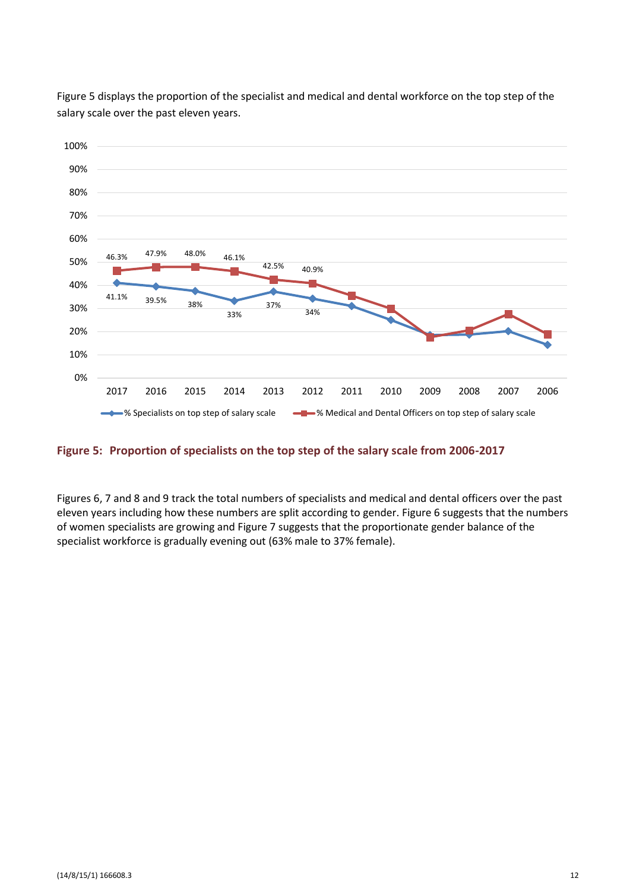Figure 5 displays the proportion of the specialist and medical and dental workforce on the top step of the salary scale over the past eleven years.

**Figure 5: Proportion of specialists on the top step of the salary scale from 2006-2017**

Figures 6, 7 and 8 and 9 track the total numbers of specialists and medical and dental officers over the past eleven years including how these numbers are split according to gender. Figure 6 suggests that the numbers of women specialists are growing and Figure 7 suggests that the proportionate gender balance of the specialist workforce is gradually evening out (63% male to 37% female).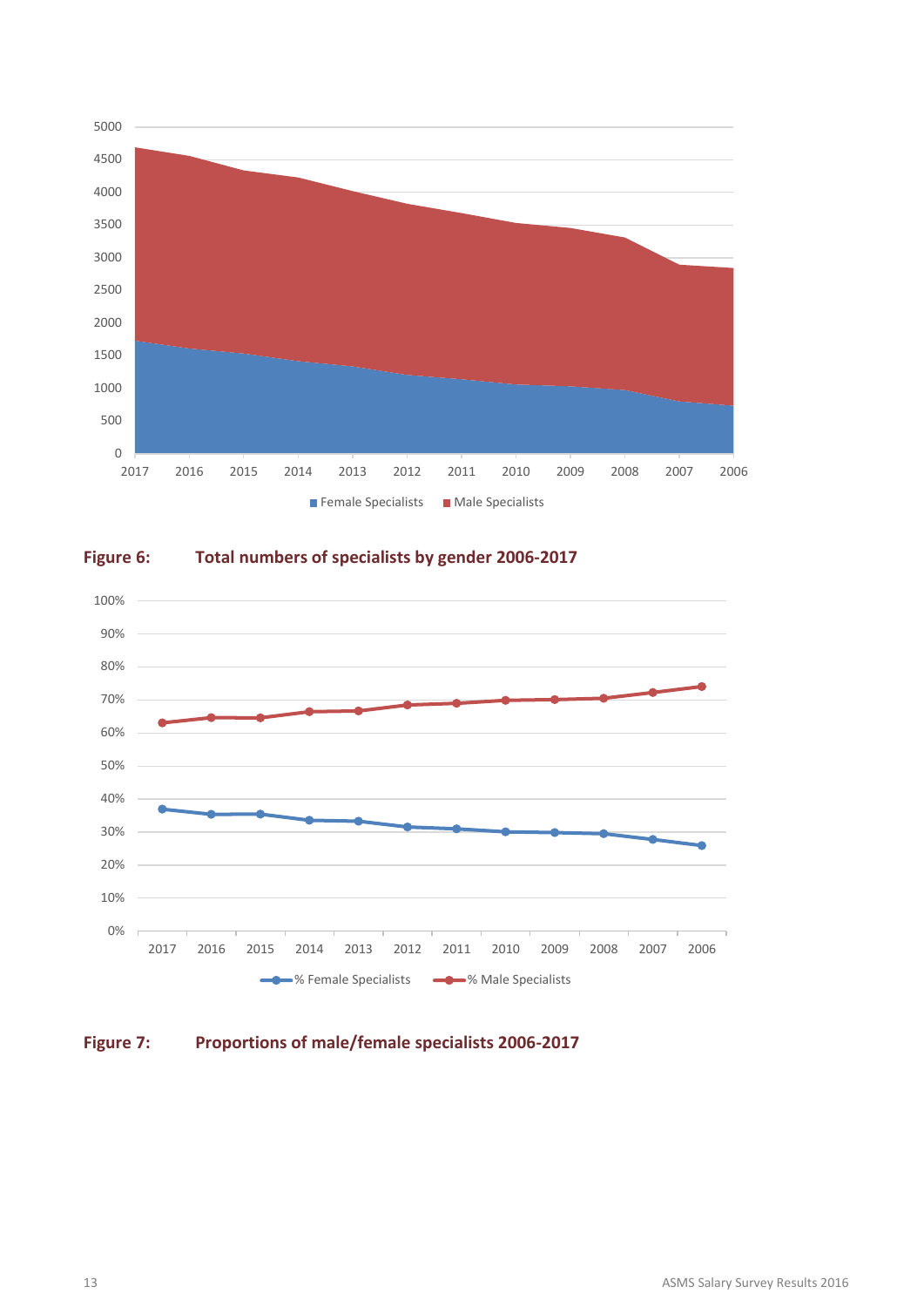**Figure 6: Total numbers of specialists by gender 2006-2017**

**Figure 7: Proportions of male/female specialists 2006-2017**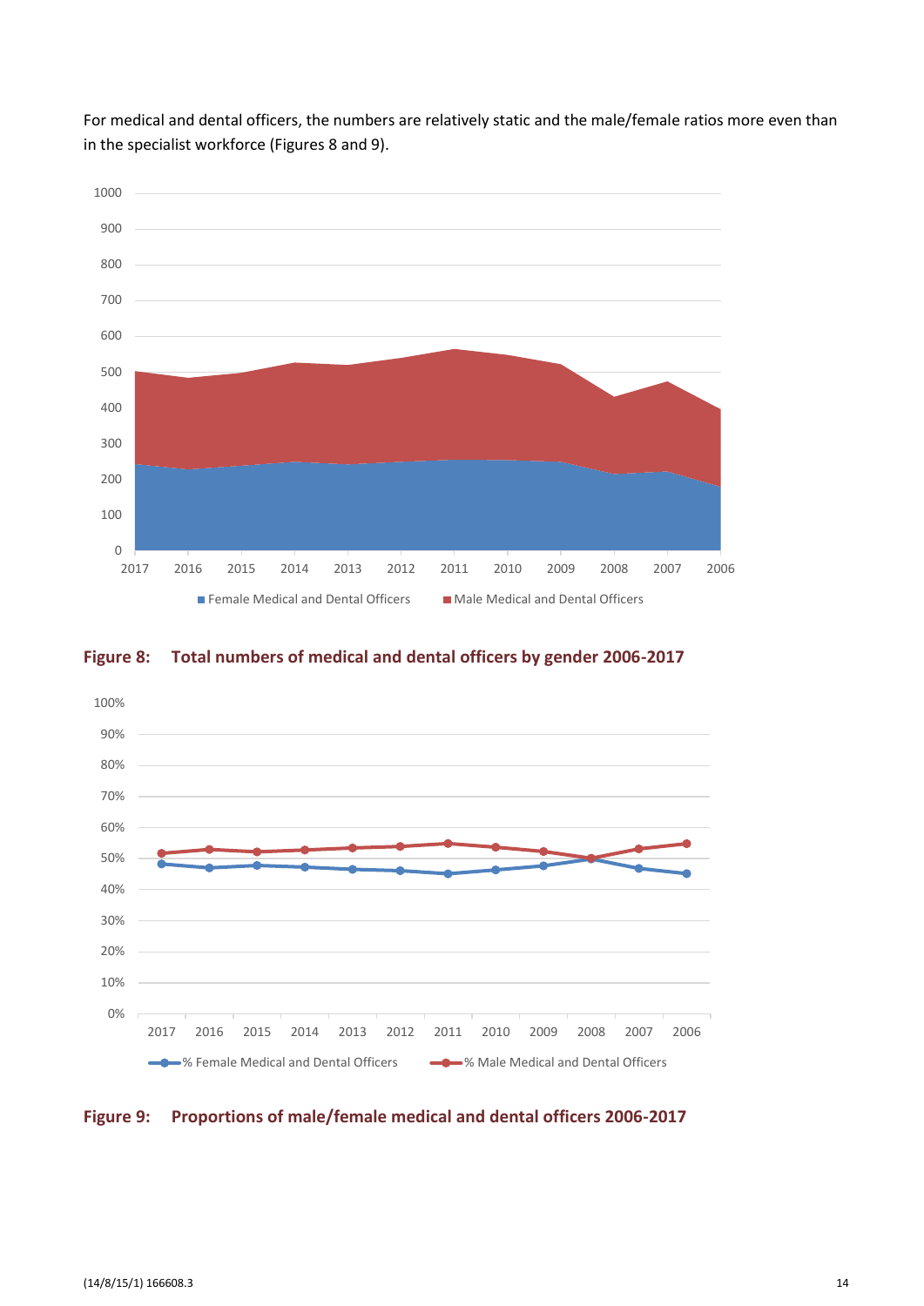For medical and dental officers, the numbers are relatively static and the male/female ratios more even than in the specialist workforce (Figures 8 and 9).

**Figure 8: Total numbers of medical and dental officers by gender 2006-2017**

**Figure 9: Proportions of male/female medical and dental officers 2006-2017**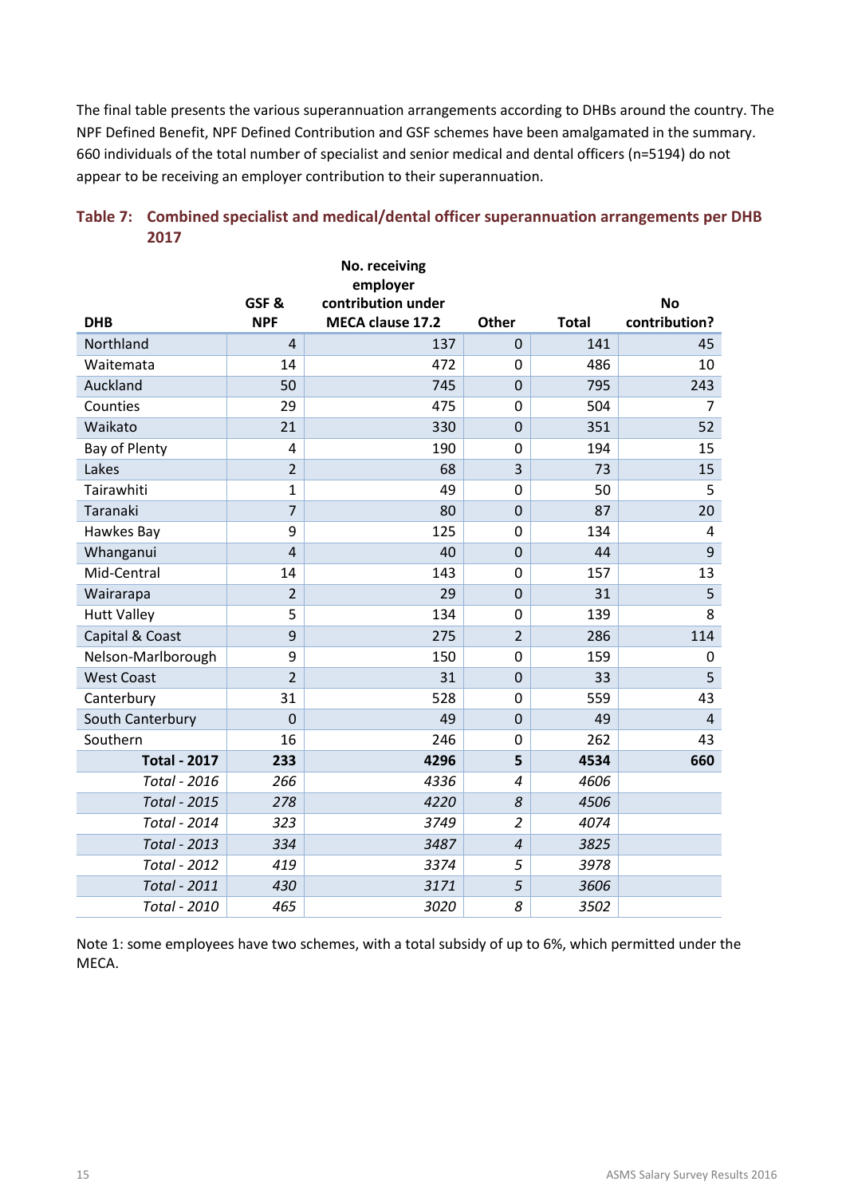The final table presents the various superannuation arrangements according to DHBs around the country. The NPF Defined Benefit, NPF Defined Contribution and GSF schemes have been amalgamated in the summary. 660 individuals of the total number of specialist and senior medical and dental officers (n=5194) do not appear to be receiving an employer contribution to their superannuation.

### Table 7: Combined specialist and medical/dental officer superannuation arrangements per DHB 2017

| DHB | GSF & NPF | No. receiving employer contribution under MECA clause 17.2 | Other | Total | No contribution? |
|---|---|---|---|---|---|
| Northland | 4 | 137 | 0 | 141 | 45 |
| Waitemata | 14 | 472 | 0 | 486 | 10 |
| Auckland | 50 | 745 | 0 | 795 | 243 |
| Counties | 29 | 475 | 0 | 504 | 7 |
| Waikato | 21 | 330 | 0 | 351 | 52 |
| Bay of Plenty | 4 | 190 | 0 | 194 | 15 |
| Lakes | 2 | 68 | 3 | 73 | 15 |
| Tairawhiti | 1 | 49 | 0 | 50 | 5 |
| Taranaki | 7 | 80 | 0 | 87 | 20 |
| Hawkes Bay | 9 | 125 | 0 | 134 | 4 |
| Whanganui | 4 | 40 | 0 | 44 | 9 |
| Mid-Central | 14 | 143 | 0 | 157 | 13 |
| Wairarapa | 2 | 29 | 0 | 31 | 5 |
| Hutt Valley | 5 | 134 | 0 | 139 | 8 |
| Capital & Coast | 9 | 275 | 2 | 286 | 114 |
| Nelson-Marlborough | 9 | 150 | 0 | 159 | 0 |
| West Coast | 2 | 31 | 0 | 33 | 5 |
| Canterbury | 31 | 528 | 0 | 559 | 43 |
| South Canterbury | 0 | 49 | 0 | 49 | 4 |
| Southern | 16 | 246 | 0 | 262 | 43 |
| **Total - 2017** | **233** | **4296** | **5** | **4534** | **660** |
| *Total - 2016* | *266* | *4336* | *4* | *4606* | |
| *Total - 2015* | *278* | *4220* | *8* | *4506* | |
| *Total - 2014* | *323* | *3749* | *2* | *4074* | |
| *Total - 2013* | *334* | *3487* | *4* | *3825* | |
| *Total - 2012* | *419* | *3374* | *5* | *3978* | |
| *Total - 2011* | *430* | *3171* | *5* | *3606* | |
| *Total - 2010* | *465* | *3020* | *8* | *3502* | |

Note 1: some employees have two schemes, with a total subsidy of up to 6%, which permitted under the MECA.